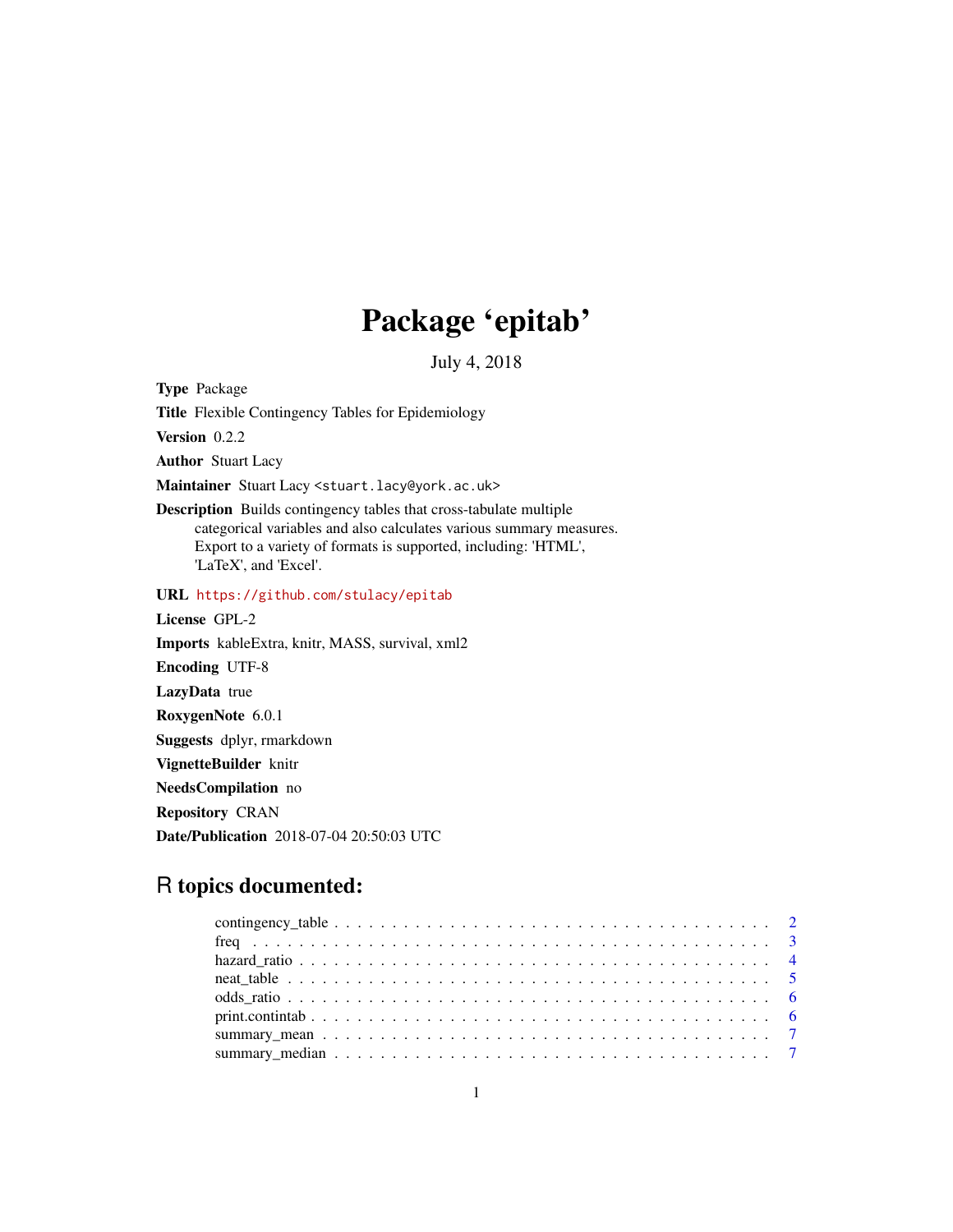# Package 'epitab'

July 4, 2018

**Type** Package

**Title** Flexible Contingency Tables for Epidemiology

**Version** 0.2.2

**Author** Stuart Lacy

**Maintainer** Stuart Lacy <stuart.lacy@york.ac.uk>

**Description** Builds contingency tables that cross-tabulate multiple categorical variables and also calculates various summary measures. Export to a variety of formats is supported, including: 'HTML', 'LaTeX', and 'Excel'.

**URL** https://github.com/stulacy/epitab

**License** GPL-2

**Imports** kableExtra, knitr, MASS, survival, xml2

**Encoding** UTF-8

**LazyData** true

**RoxygenNote** 6.0.1

**Suggests** dplyr, rmarkdown

**VignetteBuilder** knitr

**NeedsCompilation** no

**Repository** CRAN

**Date/Publication** 2018-07-04 20:50:03 UTC

## R topics documented:

- contingency_table . . . . . . . . . . . . . . . . . . . . . . . . . . . . . . . . . . . . . . . . 2
- freq . . . . . . . . . . . . . . . . . . . . . . . . . . . . . . . . . . . . . . . . . . . . . . . . 3
- hazard_ratio . . . . . . . . . . . . . . . . . . . . . . . . . . . . . . . . . . . . . . . . . . . 4
- neat_table . . . . . . . . . . . . . . . . . . . . . . . . . . . . . . . . . . . . . . . . . . . . 5
- odds_ratio . . . . . . . . . . . . . . . . . . . . . . . . . . . . . . . . . . . . . . . . . . . . 6
- print.contintab . . . . . . . . . . . . . . . . . . . . . . . . . . . . . . . . . . . . . . . . . 6
- summary_mean . . . . . . . . . . . . . . . . . . . . . . . . . . . . . . . . . . . . . . . . . 7
- summary_median . . . . . . . . . . . . . . . . . . . . . . . . . . . . . . . . . . . . . . . . 7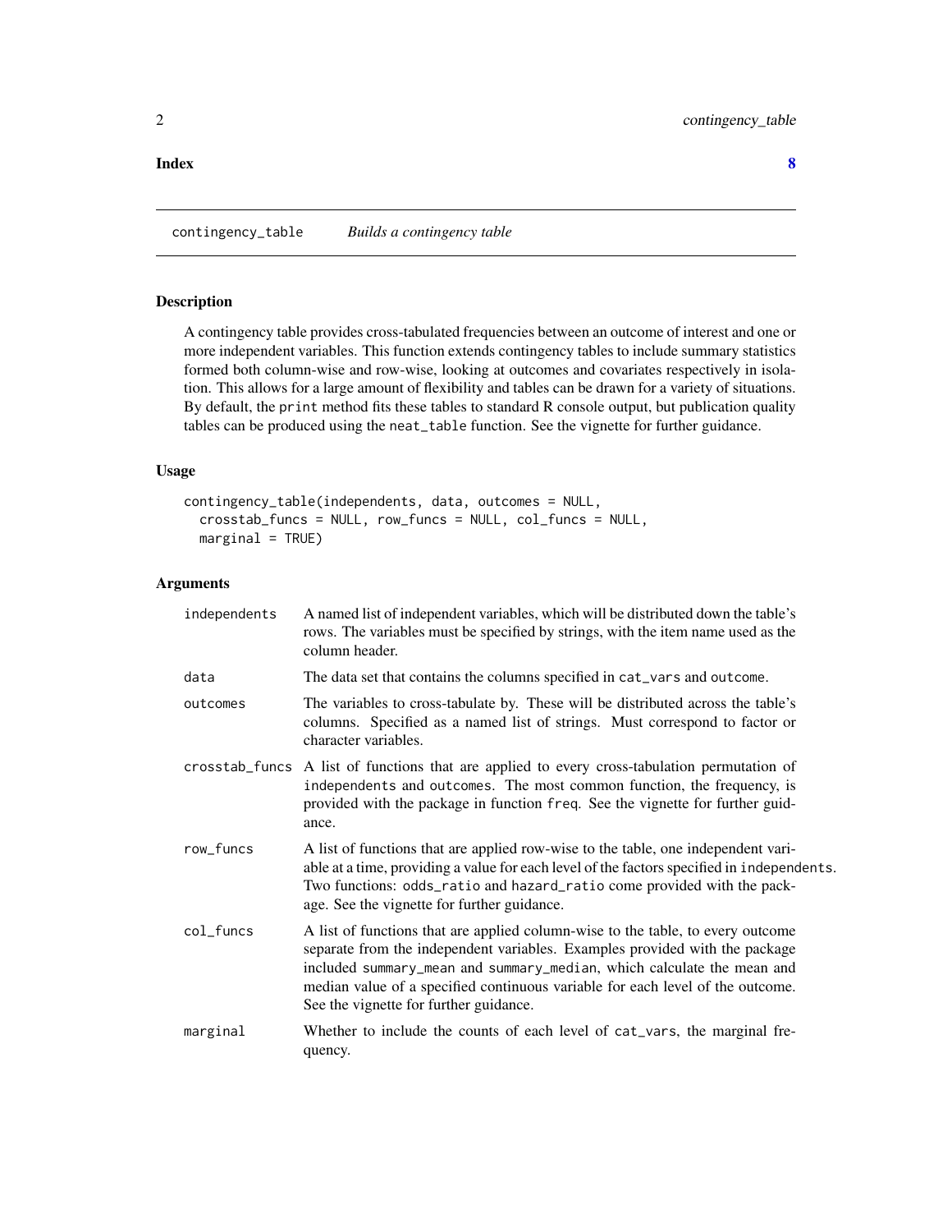**Index** **8**

## contingency_table — *Builds a contingency table*

### Description

A contingency table provides cross-tabulated frequencies between an outcome of interest and one or more independent variables. This function extends contingency tables to include summary statistics formed both column-wise and row-wise, looking at outcomes and covariates respectively in isolation. This allows for a large amount of flexibility and tables can be drawn for a variety of situations. By default, the `print` method fits these tables to standard R console output, but publication quality tables can be produced using the `neat_table` function. See the vignette for further guidance.

### Usage

```
contingency_table(independents, data, outcomes = NULL,
  crosstab_funcs = NULL, row_funcs = NULL, col_funcs = NULL,
  marginal = TRUE)
```

### Arguments

| Argument | Description |
|---|---|
| `independents` | A named list of independent variables, which will be distributed down the table's rows. The variables must be specified by strings, with the item name used as the column header. |
| `data` | The data set that contains the columns specified in `cat_vars` and `outcome`. |
| `outcomes` | The variables to cross-tabulate by. These will be distributed across the table's columns. Specified as a named list of strings. Must correspond to factor or character variables. |
| `crosstab_funcs` | A list of functions that are applied to every cross-tabulation permutation of `independents` and `outcomes`. The most common function, the frequency, is provided with the package in function `freq`. See the vignette for further guidance. |
| `row_funcs` | A list of functions that are applied row-wise to the table, one independent variable at a time, providing a value for each level of the factors specified in `independents`. Two functions: `odds_ratio` and `hazard_ratio` come provided with the package. See the vignette for further guidance. |
| `col_funcs` | A list of functions that are applied column-wise to the table, to every outcome separate from the independent variables. Examples provided with the package included `summary_mean` and `summary_median`, which calculate the mean and median value of a specified continuous variable for each level of the outcome. See the vignette for further guidance. |
| `marginal` | Whether to include the counts of each level of `cat_vars`, the marginal frequency. |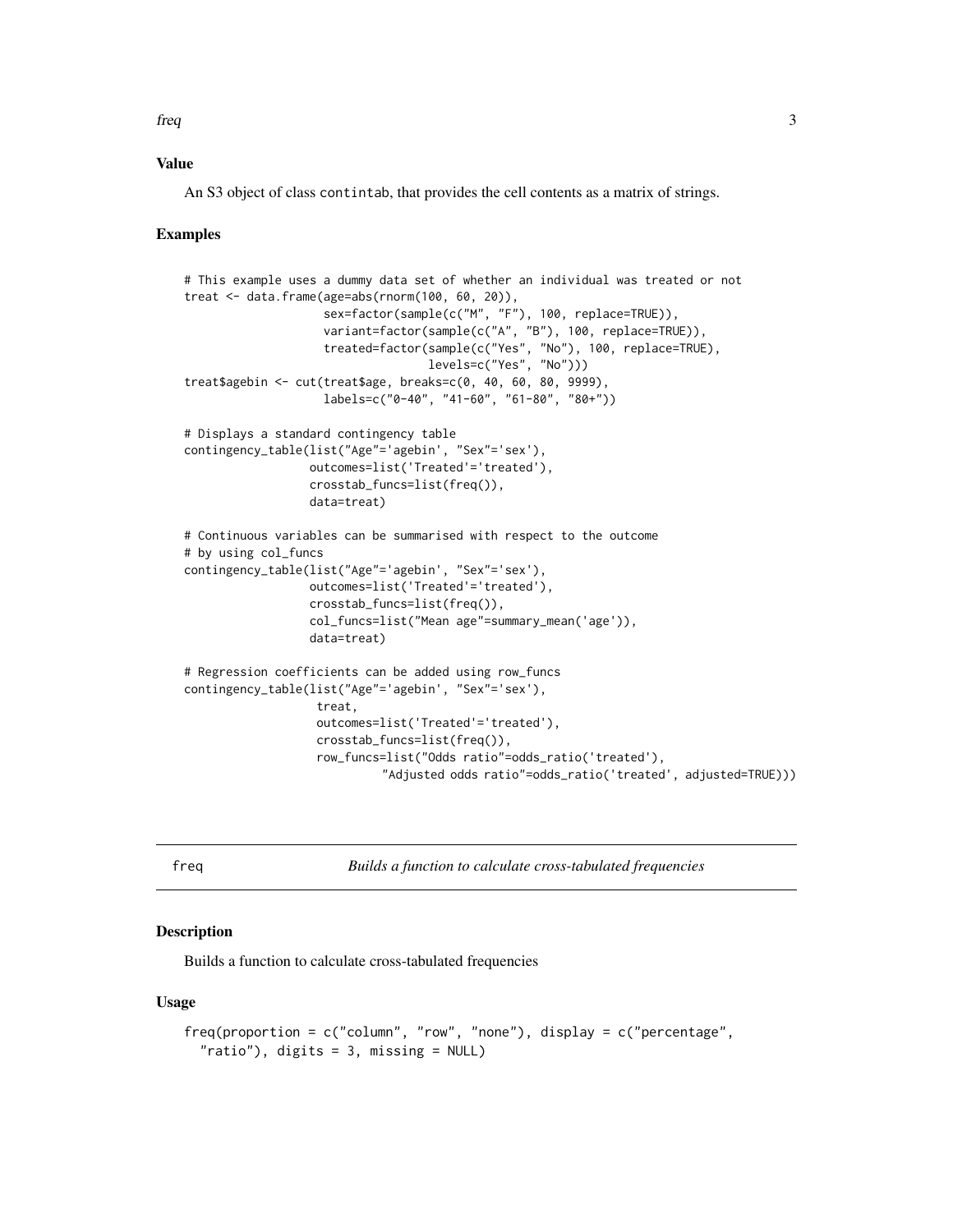### Value

An S3 object of class contintab, that provides the cell contents as a matrix of strings.

### Examples

```
# This example uses a dummy data set of whether an individual was treated or not
treat <- data.frame(age=abs(rnorm(100, 60, 20)),
                    sex=factor(sample(c("M", "F"), 100, replace=TRUE)),
                    variant=factor(sample(c("A", "B"), 100, replace=TRUE)),
                    treated=factor(sample(c("Yes", "No"), 100, replace=TRUE),
                                   levels=c("Yes", "No")))
treat$agebin <- cut(treat$age, breaks=c(0, 40, 60, 80, 9999),
                    labels=c("0-40", "41-60", "61-80", "80+"))

# Displays a standard contingency table
contingency_table(list("Age"='agebin', "Sex"='sex'),
                  outcomes=list('Treated'='treated'),
                  crosstab_funcs=list(freq()),
                  data=treat)

# Continuous variables can be summarised with respect to the outcome
# by using col_funcs
contingency_table(list("Age"='agebin', "Sex"='sex'),
                  outcomes=list('Treated'='treated'),
                  crosstab_funcs=list(freq()),
                  col_funcs=list("Mean age"=summary_mean('age')),
                  data=treat)

# Regression coefficients can be added using row_funcs
contingency_table(list("Age"='agebin', "Sex"='sex'),
                   treat,
                   outcomes=list('Treated'='treated'),
                   crosstab_funcs=list(freq()),
                   row_funcs=list("Odds ratio"=odds_ratio('treated'),
                            "Adjusted odds ratio"=odds_ratio('treated', adjusted=TRUE)))
```

## freq — *Builds a function to calculate cross-tabulated frequencies*

### Description

Builds a function to calculate cross-tabulated frequencies

### Usage

```
freq(proportion = c("column", "row", "none"), display = c("percentage",
  "ratio"), digits = 3, missing = NULL)
```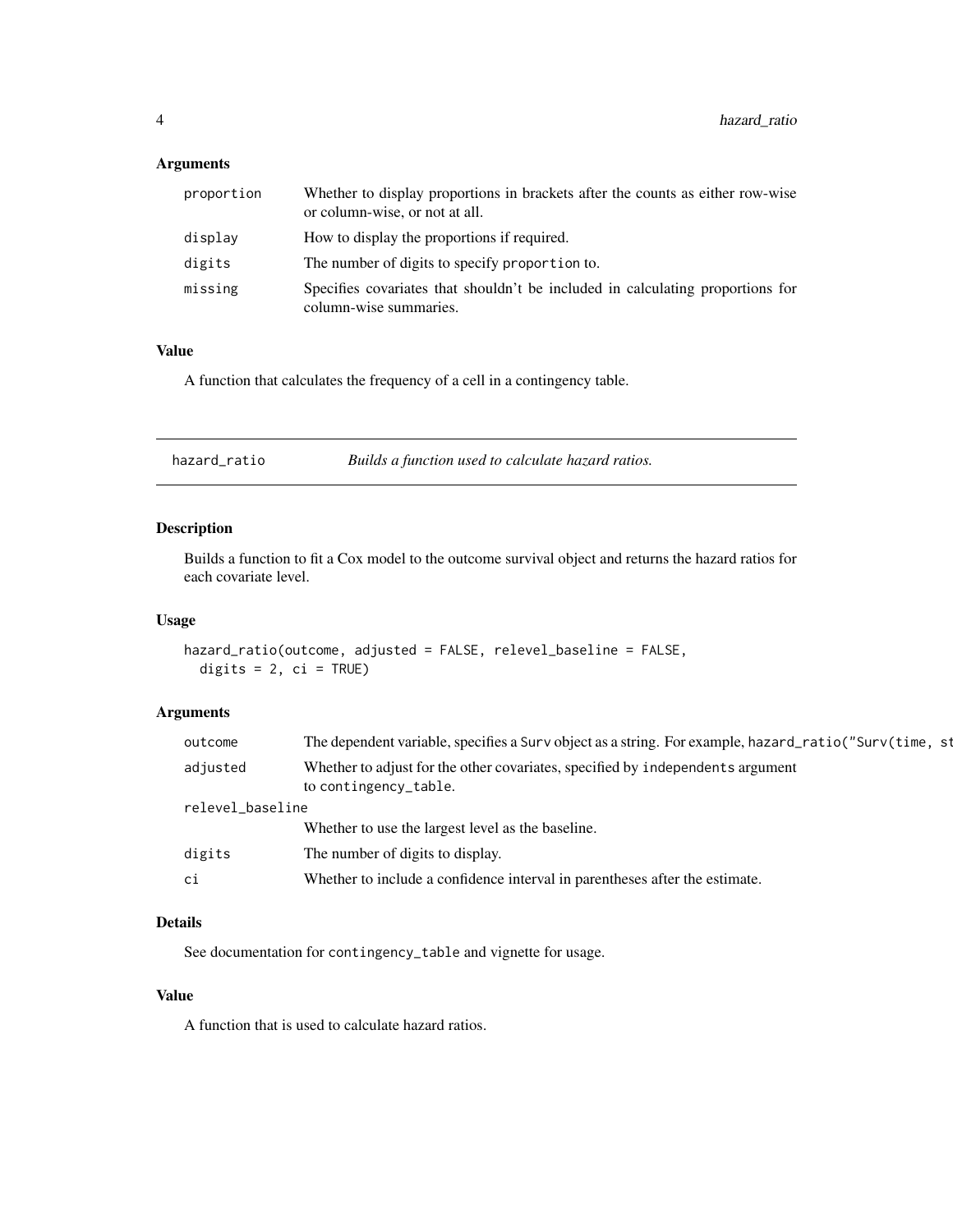### Arguments

| | |
|---|---|
| proportion | Whether to display proportions in brackets after the counts as either row-wise or column-wise, or not at all. |
| display | How to display the proportions if required. |
| digits | The number of digits to specify proportion to. |
| missing | Specifies covariates that shouldn't be included in calculating proportions for column-wise summaries. |

### Value

A function that calculates the frequency of a cell in a contingency table.

---

## hazard_ratio — *Builds a function used to calculate hazard ratios.*

### Description

Builds a function to fit a Cox model to the outcome survival object and returns the hazard ratios for each covariate level.

### Usage

```
hazard_ratio(outcome, adjusted = FALSE, relevel_baseline = FALSE,
  digits = 2, ci = TRUE)
```

### Arguments

| | |
|---|---|
| outcome | The dependent variable, specifies a `Surv` object as a string. For example, `hazard_ratio("Surv(time, st` |
| adjusted | Whether to adjust for the other covariates, specified by `independents` argument to `contingency_table`. |
| relevel_baseline | Whether to use the largest level as the baseline. |
| digits | The number of digits to display. |
| ci | Whether to include a confidence interval in parentheses after the estimate. |

### Details

See documentation for `contingency_table` and vignette for usage.

### Value

A function that is used to calculate hazard ratios.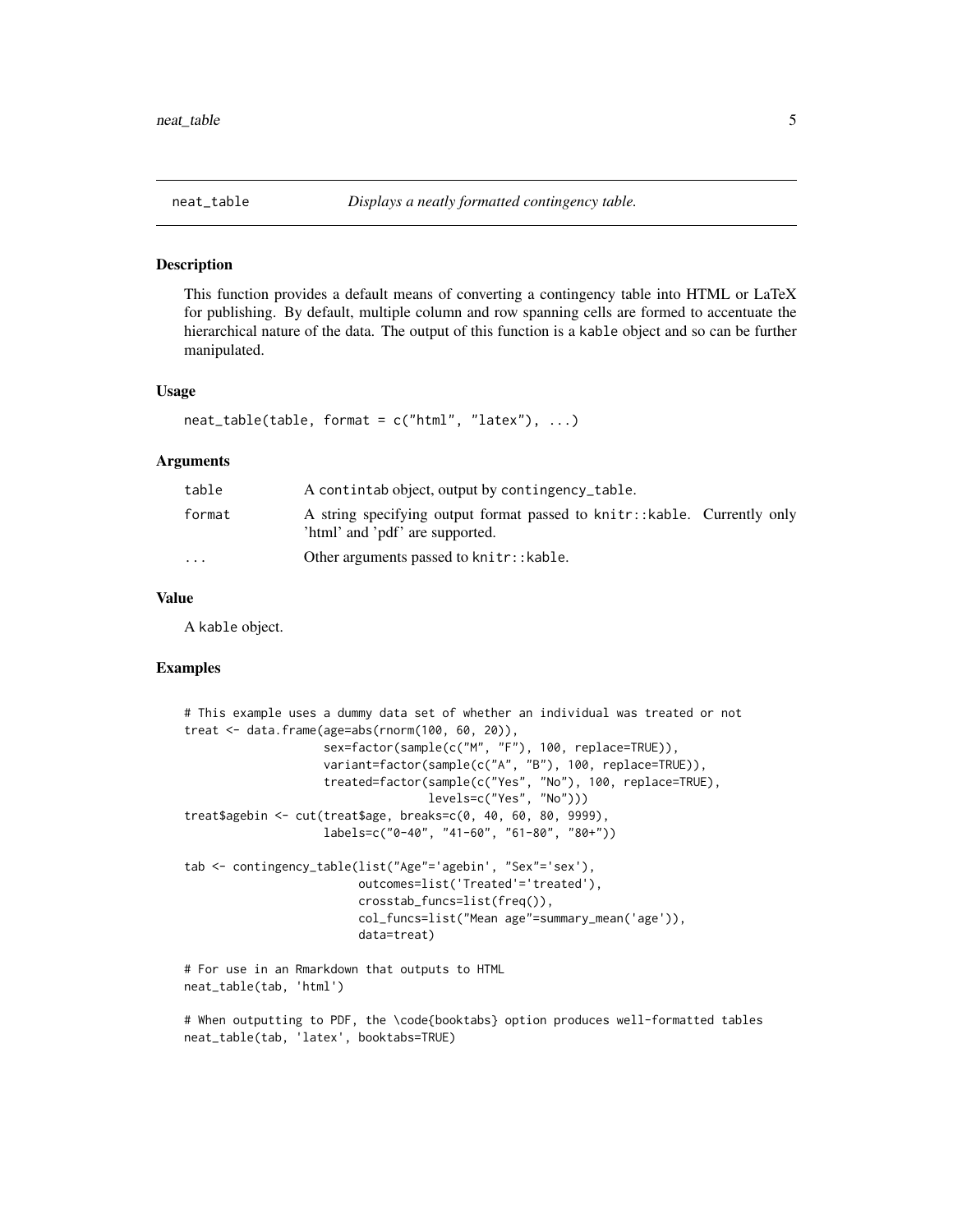## neat_table — *Displays a neatly formatted contingency table.*

### Description

This function provides a default means of converting a contingency table into HTML or LaTeX for publishing. By default, multiple column and row spanning cells are formed to accentuate the hierarchical nature of the data. The output of this function is a `kable` object and so can be further manipulated.

### Usage

```
neat_table(table, format = c("html", "latex"), ...)
```

### Arguments

| | |
|---|---|
| `table` | A `contintab` object, output by `contingency_table`. |
| `format` | A string specifying output format passed to `knitr::kable`. Currently only 'html' and 'pdf' are supported. |
| `...` | Other arguments passed to `knitr::kable`. |

### Value

A `kable` object.

### Examples

```
# This example uses a dummy data set of whether an individual was treated or not
treat <- data.frame(age=abs(rnorm(100, 60, 20)),
                    sex=factor(sample(c("M", "F"), 100, replace=TRUE)),
                    variant=factor(sample(c("A", "B"), 100, replace=TRUE)),
                    treated=factor(sample(c("Yes", "No"), 100, replace=TRUE),
                                   levels=c("Yes", "No")))
treat$agebin <- cut(treat$age, breaks=c(0, 40, 60, 80, 9999),
                    labels=c("0-40", "41-60", "61-80", "80+"))

tab <- contingency_table(list("Age"='agebin', "Sex"='sex'),
                         outcomes=list('Treated'='treated'),
                         crosstab_funcs=list(freq()),
                         col_funcs=list("Mean age"=summary_mean('age')),
                         data=treat)

# For use in an Rmarkdown that outputs to HTML
neat_table(tab, 'html')

# When outputting to PDF, the \code{booktabs} option produces well-formatted tables
neat_table(tab, 'latex', booktabs=TRUE)
```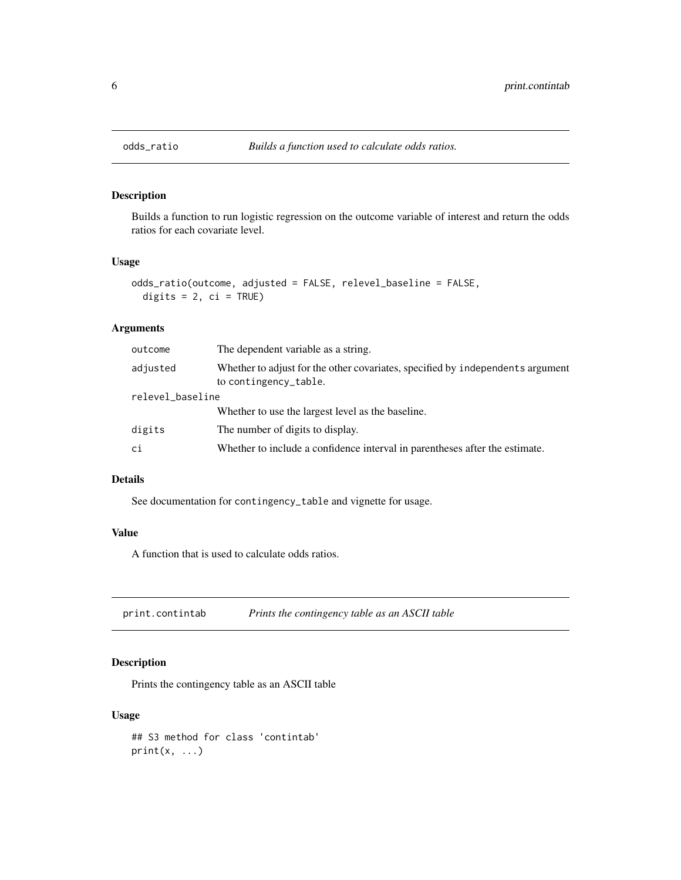## odds_ratio    *Builds a function used to calculate odds ratios.*

### Description

Builds a function to run logistic regression on the outcome variable of interest and return the odds ratios for each covariate level.

### Usage

```
odds_ratio(outcome, adjusted = FALSE, relevel_baseline = FALSE,
  digits = 2, ci = TRUE)
```

### Arguments

| | |
|---|---|
| outcome | The dependent variable as a string. |
| adjusted | Whether to adjust for the other covariates, specified by `independents` argument to `contingency_table`. |
| relevel_baseline | Whether to use the largest level as the baseline. |
| digits | The number of digits to display. |
| ci | Whether to include a confidence interval in parentheses after the estimate. |

### Details

See documentation for `contingency_table` and vignette for usage.

### Value

A function that is used to calculate odds ratios.

## print.contintab    *Prints the contingency table as an ASCII table*

### Description

Prints the contingency table as an ASCII table

### Usage

```
## S3 method for class 'contintab'
print(x, ...)
```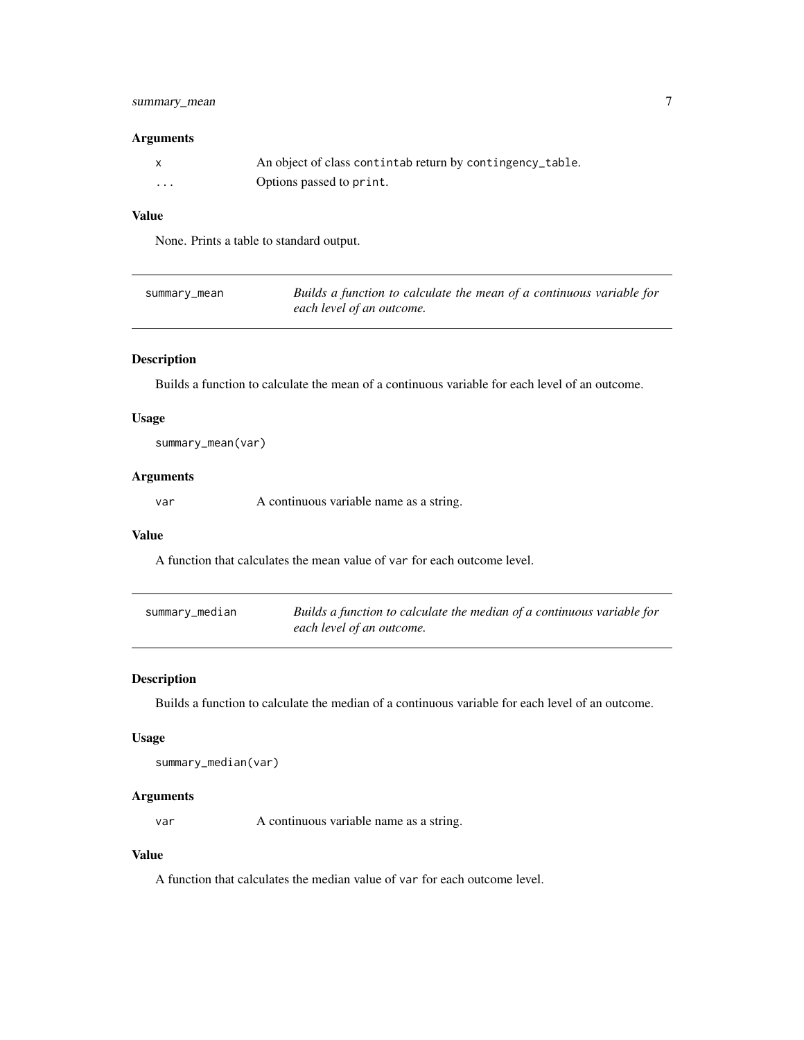### Arguments

| | |
|---|---|
| `x` | An object of class `contintab` return by `contingency_table`. |
| `...` | Options passed to `print`. |

### Value

None. Prints a table to standard output.

---

## summary_mean — *Builds a function to calculate the mean of a continuous variable for each level of an outcome.*

---

### Description

Builds a function to calculate the mean of a continuous variable for each level of an outcome.

### Usage

```
summary_mean(var)
```

### Arguments

| | |
|---|---|
| `var` | A continuous variable name as a string. |

### Value

A function that calculates the mean value of `var` for each outcome level.

---

## summary_median — *Builds a function to calculate the median of a continuous variable for each level of an outcome.*

---

### Description

Builds a function to calculate the median of a continuous variable for each level of an outcome.

### Usage

```
summary_median(var)
```

### Arguments

| | |
|---|---|
| `var` | A continuous variable name as a string. |

### Value

A function that calculates the median value of `var` for each outcome level.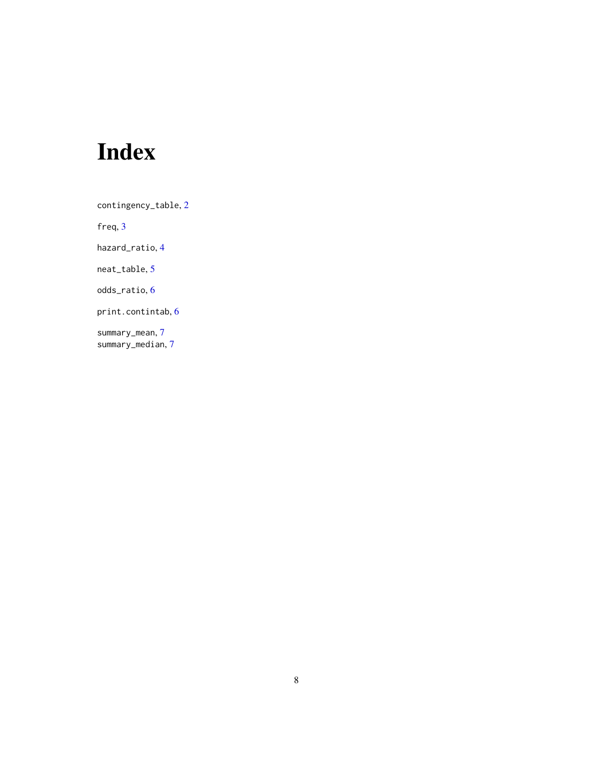# Index

contingency_table, 2

freq, 3

hazard_ratio, 4

neat_table, 5

odds_ratio, 6

print.contintab, 6

summary_mean, 7
summary_median, 7